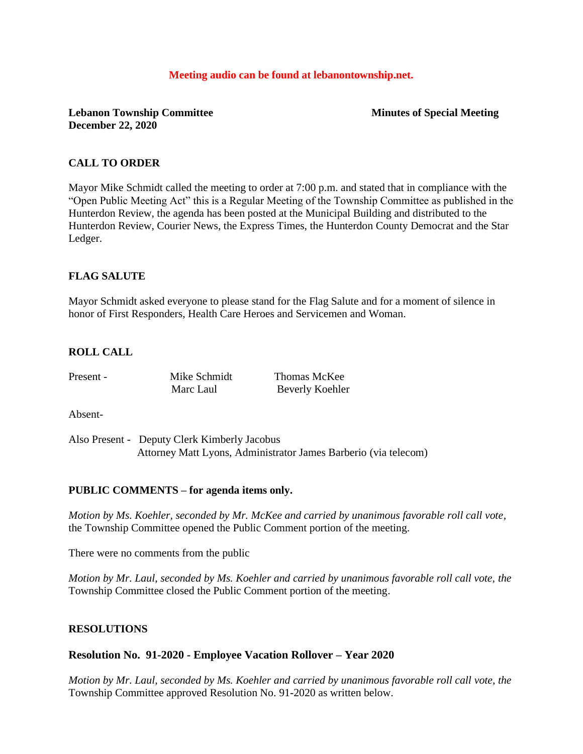**Meeting audio can be found at lebanontownship.net.**

**Lebanon Township Committee** **Minutes of Special Meeting**
**December 22, 2020**

## CALL TO ORDER

Mayor Mike Schmidt called the meeting to order at 7:00 p.m. and stated that in compliance with the "Open Public Meeting Act" this is a Regular Meeting of the Township Committee as published in the Hunterdon Review, the agenda has been posted at the Municipal Building and distributed to the Hunterdon Review, Courier News, the Express Times, the Hunterdon County Democrat and the Star Ledger.

## FLAG SALUTE

Mayor Schmidt asked everyone to please stand for the Flag Salute and for a moment of silence in honor of First Responders, Health Care Heroes and Servicemen and Woman.

## ROLL CALL

| Present - | Mike Schmidt | Thomas McKee |
|---|---|---|
| | Marc Laul | Beverly Koehler |

Absent-

Also Present - Deputy Clerk Kimberly Jacobus
Attorney Matt Lyons, Administrator James Barberio (via telecom)

## PUBLIC COMMENTS – for agenda items only.

*Motion by Ms. Koehler, seconded by Mr. McKee and carried by unanimous favorable roll call vote,* the Township Committee opened the Public Comment portion of the meeting.

There were no comments from the public

*Motion by Mr. Laul, seconded by Ms. Koehler and carried by unanimous favorable roll call vote, the* Township Committee closed the Public Comment portion of the meeting.

## RESOLUTIONS

### Resolution No. 91-2020 - Employee Vacation Rollover – Year 2020

*Motion by Mr. Laul, seconded by Ms. Koehler and carried by unanimous favorable roll call vote, the* Township Committee approved Resolution No. 91-2020 as written below.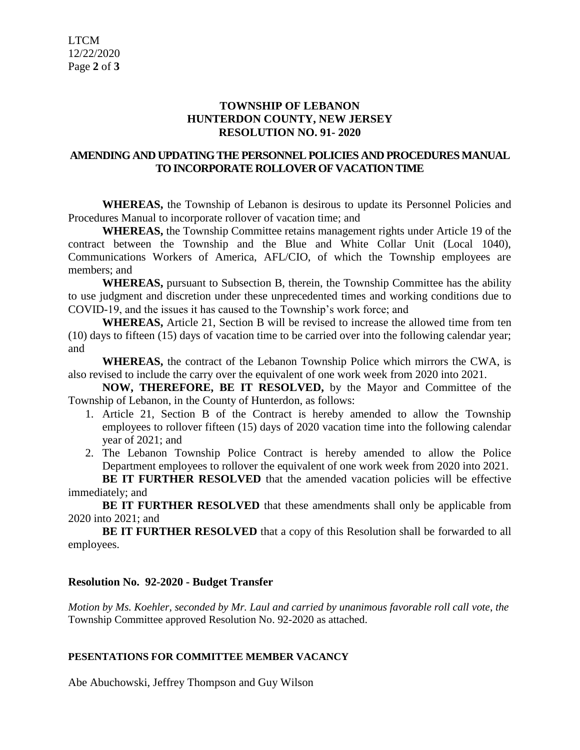**TOWNSHIP OF LEBANON**
**HUNTERDON COUNTY, NEW JERSEY**
**RESOLUTION NO. 91- 2020**

**AMENDING AND UPDATING THE PERSONNEL POLICIES AND PROCEDURES MANUAL TO INCORPORATE ROLLOVER OF VACATION TIME**

**WHEREAS,** the Township of Lebanon is desirous to update its Personnel Policies and Procedures Manual to incorporate rollover of vacation time; and

**WHEREAS,** the Township Committee retains management rights under Article 19 of the contract between the Township and the Blue and White Collar Unit (Local 1040), Communications Workers of America, AFL/CIO, of which the Township employees are members; and

**WHEREAS,** pursuant to Subsection B, therein, the Township Committee has the ability to use judgment and discretion under these unprecedented times and working conditions due to COVID-19, and the issues it has caused to the Township's work force; and

**WHEREAS,** Article 21, Section B will be revised to increase the allowed time from ten (10) days to fifteen (15) days of vacation time to be carried over into the following calendar year; and

**WHEREAS,** the contract of the Lebanon Township Police which mirrors the CWA, is also revised to include the carry over the equivalent of one work week from 2020 into 2021.

**NOW, THEREFORE, BE IT RESOLVED,** by the Mayor and Committee of the Township of Lebanon, in the County of Hunterdon, as follows:

1. Article 21, Section B of the Contract is hereby amended to allow the Township employees to rollover fifteen (15) days of 2020 vacation time into the following calendar year of 2021; and
2. The Lebanon Township Police Contract is hereby amended to allow the Police Department employees to rollover the equivalent of one work week from 2020 into 2021.

**BE IT FURTHER RESOLVED** that the amended vacation policies will be effective immediately; and

**BE IT FURTHER RESOLVED** that these amendments shall only be applicable from 2020 into 2021; and

**BE IT FURTHER RESOLVED** that a copy of this Resolution shall be forwarded to all employees.

**Resolution No. 92-2020 - Budget Transfer**

*Motion by Ms. Koehler, seconded by Mr. Laul and carried by unanimous favorable roll call vote, the* Township Committee approved Resolution No. 92-2020 as attached.

**PESENTATIONS FOR COMMITTEE MEMBER VACANCY**

Abe Abuchowski, Jeffrey Thompson and Guy Wilson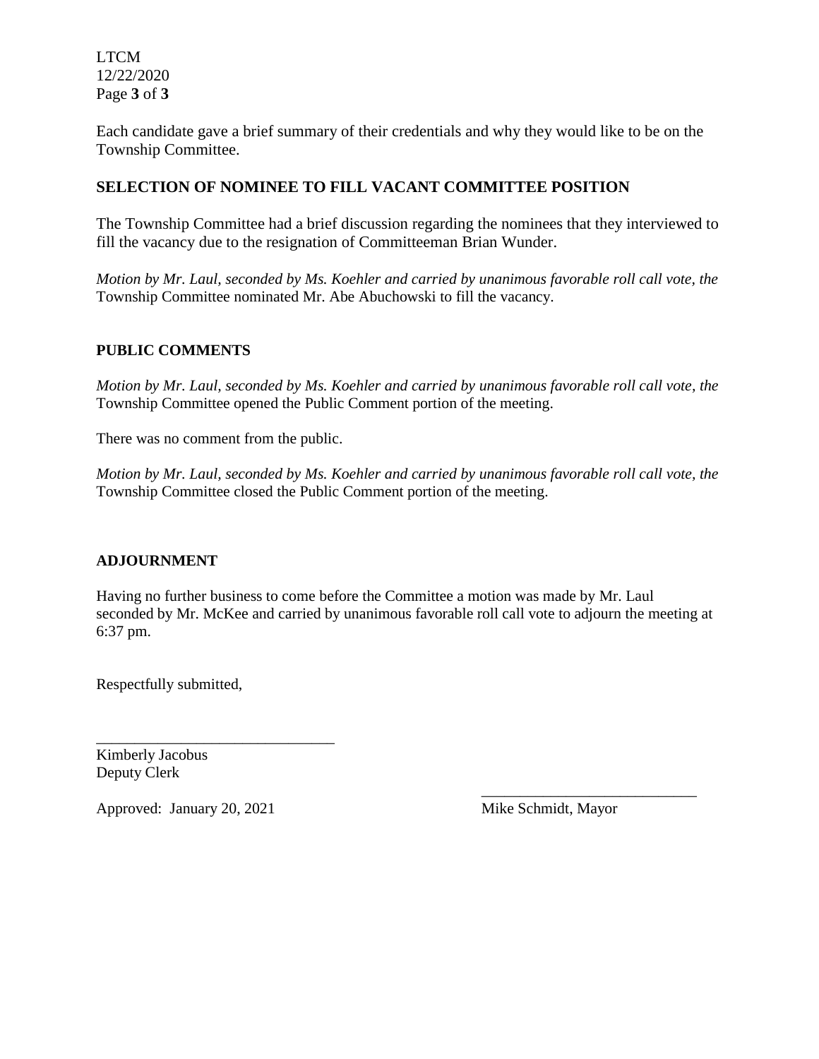Each candidate gave a brief summary of their credentials and why they would like to be on the Township Committee.

**SELECTION OF NOMINEE TO FILL VACANT COMMITTEE POSITION**

The Township Committee had a brief discussion regarding the nominees that they interviewed to fill the vacancy due to the resignation of Committeeman Brian Wunder.

*Motion by Mr. Laul, seconded by Ms. Koehler and carried by unanimous favorable roll call vote, the* Township Committee nominated Mr. Abe Abuchowski to fill the vacancy.

**PUBLIC COMMENTS**

*Motion by Mr. Laul, seconded by Ms. Koehler and carried by unanimous favorable roll call vote, the* Township Committee opened the Public Comment portion of the meeting.

There was no comment from the public.

*Motion by Mr. Laul, seconded by Ms. Koehler and carried by unanimous favorable roll call vote, the* Township Committee closed the Public Comment portion of the meeting.

**ADJOURNMENT**

Having no further business to come before the Committee a motion was made by Mr. Laul seconded by Mr. McKee and carried by unanimous favorable roll call vote to adjourn the meeting at 6:37 pm.

Respectfully submitted,

_______________________________
Kimberly Jacobus
Deputy Clerk

Approved: January 20, 2021

_____________________________
Mike Schmidt, Mayor